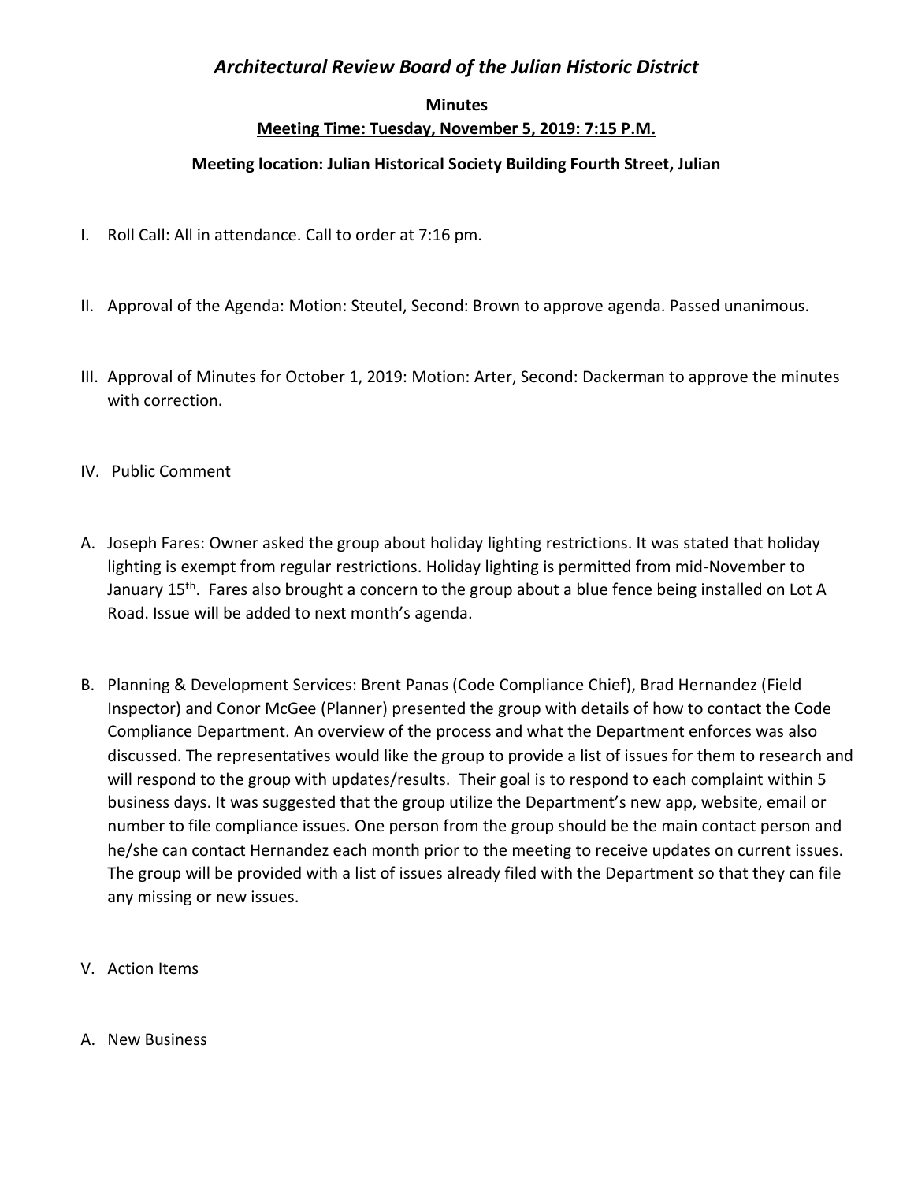# *Architectural Review Board of the Julian Historic District*

**Minutes**

**Meeting Time: Tuesday, November 5, 2019: 7:15 P.M.**

**Meeting location: Julian Historical Society Building Fourth Street, Julian**

I. Roll Call: All in attendance. Call to order at 7:16 pm.

II. Approval of the Agenda: Motion: Steutel, Second: Brown to approve agenda. Passed unanimous.

III. Approval of Minutes for October 1, 2019: Motion: Arter, Second: Dackerman to approve the minutes with correction.

IV. Public Comment

A. Joseph Fares: Owner asked the group about holiday lighting restrictions. It was stated that holiday lighting is exempt from regular restrictions. Holiday lighting is permitted from mid-November to January 15th. Fares also brought a concern to the group about a blue fence being installed on Lot A Road. Issue will be added to next month's agenda.

B. Planning & Development Services: Brent Panas (Code Compliance Chief), Brad Hernandez (Field Inspector) and Conor McGee (Planner) presented the group with details of how to contact the Code Compliance Department. An overview of the process and what the Department enforces was also discussed. The representatives would like the group to provide a list of issues for them to research and will respond to the group with updates/results. Their goal is to respond to each complaint within 5 business days. It was suggested that the group utilize the Department's new app, website, email or number to file compliance issues. One person from the group should be the main contact person and he/she can contact Hernandez each month prior to the meeting to receive updates on current issues. The group will be provided with a list of issues already filed with the Department so that they can file any missing or new issues.

V. Action Items

A. New Business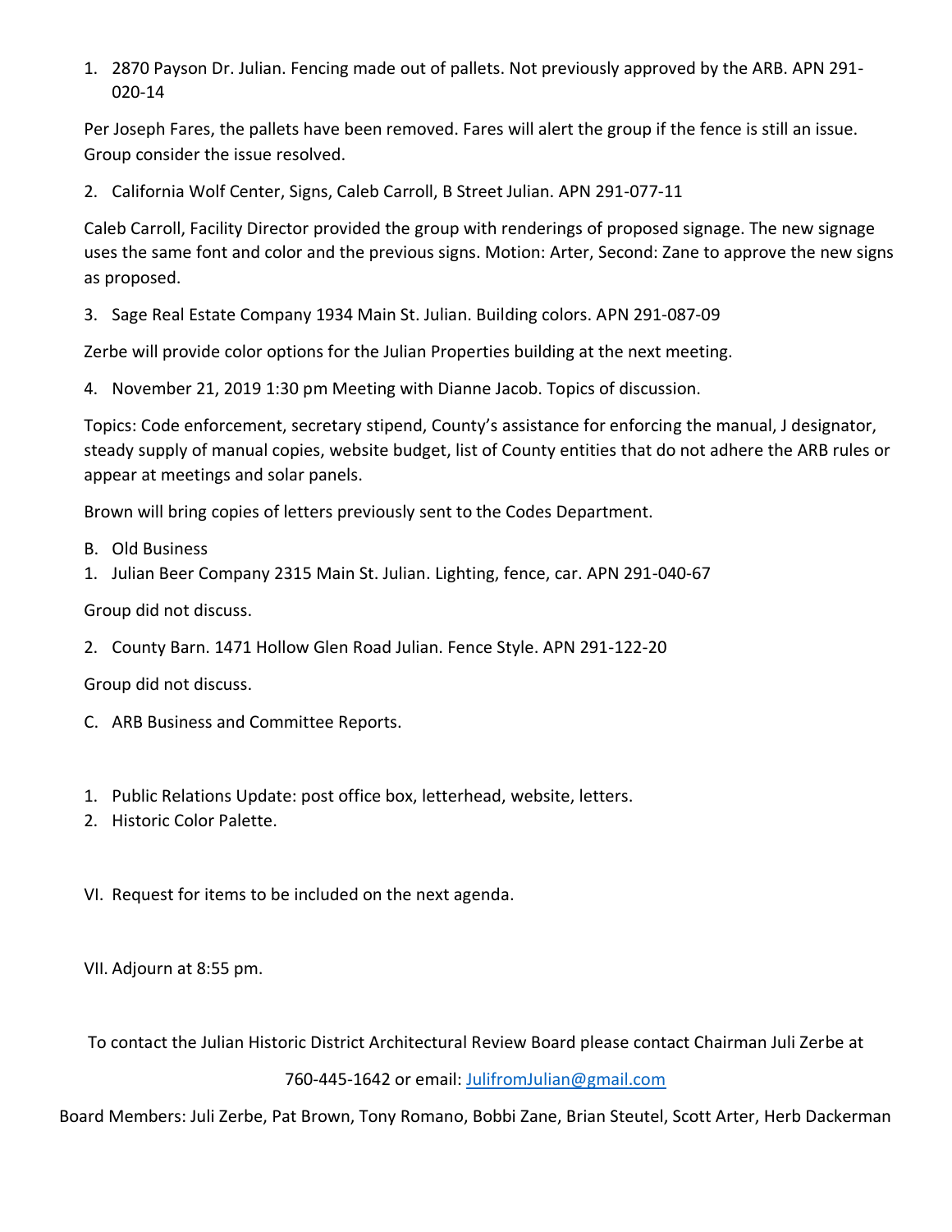1. 2870 Payson Dr. Julian. Fencing made out of pallets. Not previously approved by the ARB. APN 291-020-14

Per Joseph Fares, the pallets have been removed. Fares will alert the group if the fence is still an issue. Group consider the issue resolved.

2. California Wolf Center, Signs, Caleb Carroll, B Street Julian. APN 291-077-11

Caleb Carroll, Facility Director provided the group with renderings of proposed signage. The new signage uses the same font and color and the previous signs. Motion: Arter, Second: Zane to approve the new signs as proposed.

3. Sage Real Estate Company 1934 Main St. Julian. Building colors. APN 291-087-09

Zerbe will provide color options for the Julian Properties building at the next meeting.

4. November 21, 2019 1:30 pm Meeting with Dianne Jacob. Topics of discussion.

Topics: Code enforcement, secretary stipend, County's assistance for enforcing the manual, J designator, steady supply of manual copies, website budget, list of County entities that do not adhere the ARB rules or appear at meetings and solar panels.

Brown will bring copies of letters previously sent to the Codes Department.

B. Old Business

1. Julian Beer Company 2315 Main St. Julian. Lighting, fence, car. APN 291-040-67

Group did not discuss.

2. County Barn. 1471 Hollow Glen Road Julian. Fence Style. APN 291-122-20

Group did not discuss.

C. ARB Business and Committee Reports.

1. Public Relations Update: post office box, letterhead, website, letters.
2. Historic Color Palette.

VI. Request for items to be included on the next agenda.

VII. Adjourn at 8:55 pm.

To contact the Julian Historic District Architectural Review Board please contact Chairman Juli Zerbe at

760-445-1642 or email: JulifromJulian@gmail.com

Board Members: Juli Zerbe, Pat Brown, Tony Romano, Bobbi Zane, Brian Steutel, Scott Arter, Herb Dackerman